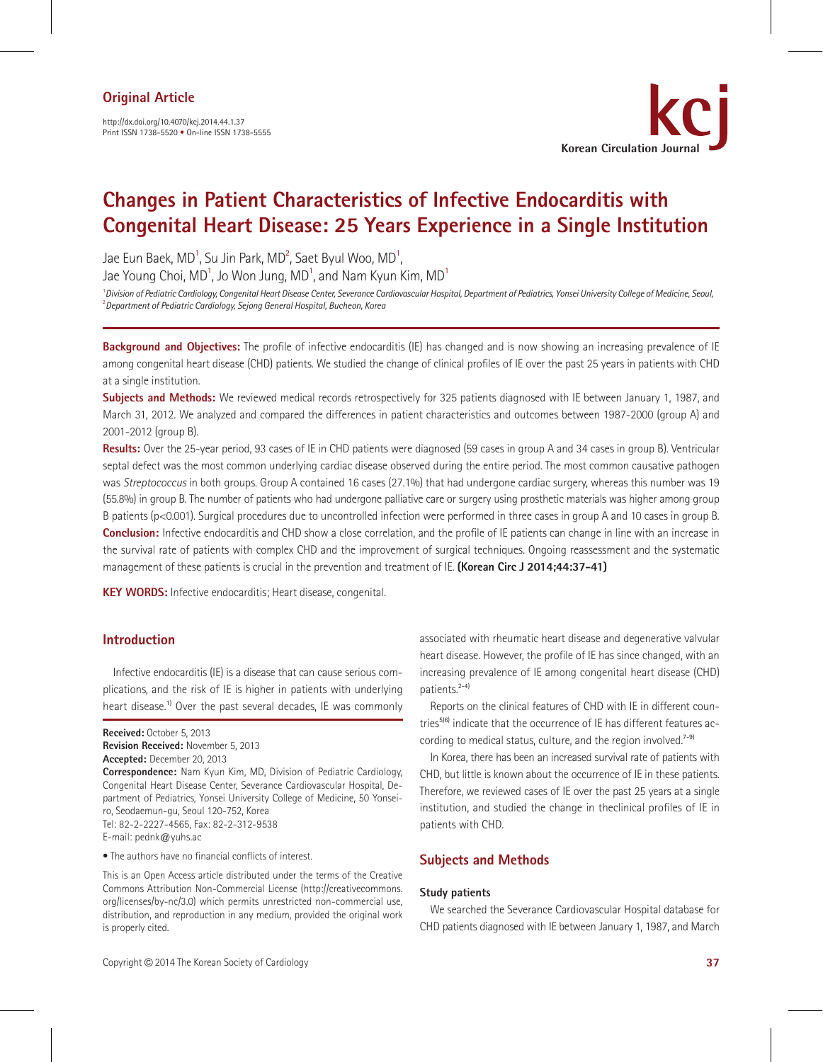Original Article

http://dx.doi.org/10.4070/kcj.2014.44.1.37
Print ISSN 1738-5520 • On-line ISSN 1738-5555

# Changes in Patient Characteristics of Infective Endocarditis with Congenital Heart Disease: 25 Years Experience in a Single Institution

Jae Eun Baek, MD[1], Su Jin Park, MD[2], Saet Byul Woo, MD[1], Jae Young Choi, MD[1], Jo Won Jung, MD[1], and Nam Kyun Kim, MD[1]

[1]*Division of Pediatric Cardiology, Congenital Heart Disease Center, Severance Cardiovascular Hospital, Department of Pediatrics, Yonsei University College of Medicine, Seoul,*
[2]*Department of Pediatric Cardiology, Sejong General Hospital, Bucheon, Korea*

**Background and Objectives:** The profile of infective endocarditis (IE) has changed and is now showing an increasing prevalence of IE among congenital heart disease (CHD) patients. We studied the change of clinical profiles of IE over the past 25 years in patients with CHD at a single institution.

**Subjects and Methods:** We reviewed medical records retrospectively for 325 patients diagnosed with IE between January 1, 1987, and March 31, 2012. We analyzed and compared the differences in patient characteristics and outcomes between 1987-2000 (group A) and 2001-2012 (group B).

**Results:** Over the 25-year period, 93 cases of IE in CHD patients were diagnosed (59 cases in group A and 34 cases in group B). Ventricular septal defect was the most common underlying cardiac disease observed during the entire period. The most common causative pathogen was *Streptococcus* in both groups. Group A contained 16 cases (27.1%) that had undergone cardiac surgery, whereas this number was 19 (55.8%) in group B. The number of patients who had undergone palliative care or surgery using prosthetic materials was higher among group B patients ($p<0.001$). Surgical procedures due to uncontrolled infection were performed in three cases in group A and 10 cases in group B.

**Conclusion:** Infective endocarditis and CHD show a close correlation, and the profile of IE patients can change in line with an increase in the survival rate of patients with complex CHD and the improvement of surgical techniques. Ongoing reassessment and the systematic management of these patients is crucial in the prevention and treatment of IE. **(Korean Circ J 2014;44:37-41)**

**KEY WORDS:** Infective endocarditis; Heart disease, congenital.

## Introduction

Infective endocarditis (IE) is a disease that can cause serious complications, and the risk of IE is higher in patients with underlying heart disease.[1] Over the past several decades, IE was commonly associated with rheumatic heart disease and degenerative valvular heart disease. However, the profile of IE has since changed, with an increasing prevalence of IE among congenital heart disease (CHD) patients.[2-4]

Reports on the clinical features of CHD with IE in different countries[5)6] indicate that the occurrence of IE has different features according to medical status, culture, and the region involved.[7-9]

In Korea, there has been an increased survival rate of patients with CHD, but little is known about the occurrence of IE in these patients. Therefore, we reviewed cases of IE over the past 25 years at a single institution, and studied the change in theclinical profiles of IE in patients with CHD.

## Subjects and Methods

### Study patients

We searched the Severance Cardiovascular Hospital database for CHD patients diagnosed with IE between January 1, 1987, and March

**Received:** October 5, 2013
**Revision Received:** November 5, 2013
**Accepted:** December 20, 2013
**Correspondence:** Nam Kyun Kim, MD, Division of Pediatric Cardiology, Congenital Heart Disease Center, Severance Cardiovascular Hospital, Department of Pediatrics, Yonsei University College of Medicine, 50 Yonsei-ro, Seodaemun-gu, Seoul 120-752, Korea
Tel: 82-2-2227-4565, Fax: 82-2-312-9538
E-mail: pednk@yuhs.ac

• The authors have no financial conflicts of interest.

This is an Open Access article distributed under the terms of the Creative Commons Attribution Non-Commercial License (http://creativecommons.org/licenses/by-nc/3.0) which permits unrestricted non-commercial use, distribution, and reproduction in any medium, provided the original work is properly cited.

Copyright © 2014 The Korean Society of Cardiology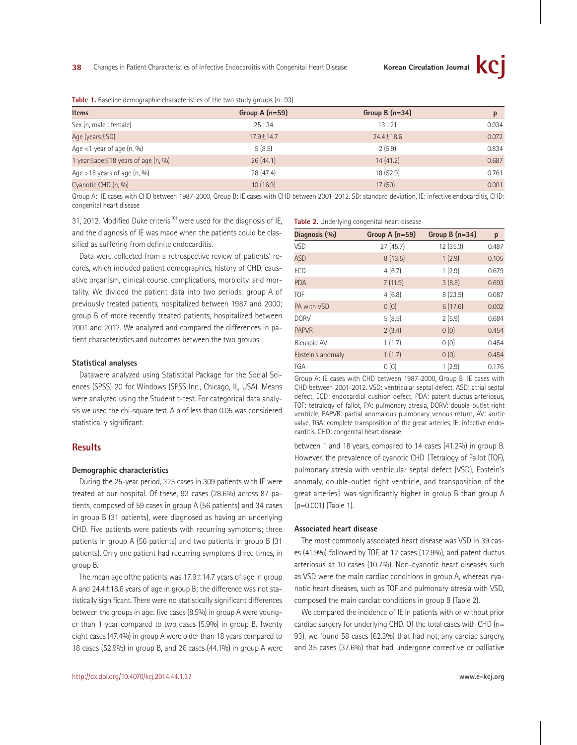**Table 1.** Baseline demographic characteristics of the two study groups (n=93)

| Items | Group A (n=59) | Group B (n=34) | p |
|---|---|---|---|
| Sex (n, male : female) | 25 : 34 | 13 : 21 | 0.934 |
| Age (years±SD) | 17.9±14.7 | 24.4±18.6 | 0.072 |
| Age <1 year of age (n, %) | 5 (8.5) | 2 (5.9) | 0.834 |
| 1 year≤age≤18 years of age (n, %) | 26 (44.1) | 14 (41.2) | 0.687 |
| Age >18 years of age (n, %) | 28 (47.4) | 18 (52.9) | 0.761 |
| Cyanotic CHD (n, %) | 10 (16.9) | 17 (50) | 0.001 |

Group A: IE cases with CHD between 1987-2000, Group B: IE cases with CHD between 2001-2012. SD: standard deviation, IE: infective endocarditis, CHD: congenital heart disease

31, 2012. Modified Duke criteria[10] were used for the diagnosis of IE, and the diagnosis of IE was made when the patients could be classified as suffering from definite endocarditis.

Data were collected from a retrospective review of patients' records, which included patient demographics, history of CHD, causative organism, clinical course, complications, morbidity, and mortality. We divided the patient data into two periods; group A of previously treated patients, hospitalized between 1987 and 2000; group B of more recently treated patients, hospitalized between 2001 and 2012. We analyzed and compared the differences in patient characteristics and outcomes between the two groups.

### Statistical analyses

Datawere analyzed using Statistical Package for the Social Sciences (SPSS) 20 for Windows (SPSS Inc., Chicago, IL, USA). Means were analyzed using the Student t-test. For categorical data analysis we used the chi-square test. A p of less than 0.05 was considered statistically significant.

## Results

### Demographic characteristics

During the 25-year period, 325 cases in 309 patients with IE were treated at our hospital. Of these, 93 cases (28.6%) across 87 patients, composed of 59 cases in group A (56 patients) and 34 cases in group B (31 patients), were diagnosed as having an underlying CHD. Five patients were patients with recurring symptoms; three patients in group A (56 patients) and two patients in group B (31 patients). Only one patient had recurring symptoms three times, in group B.

The mean age ofthe patients was 17.9±14.7 years of age in group A and 24.4±18.6 years of age in group B; the difference was not statistically significant. There were no statistically significant differences between the groups in age: five cases (8.5%) in group A were younger than 1 year compared to two cases (5.9%) in group B. Twenty eight cases (47.4%) in group A were older than 18 years compared to 18 cases (52.9%) in group B, and 26 cases (44.1%) in group A were between 1 and 18 years, compared to 14 cases (41.2%) in group B. However, the prevalence of cyanotic CHD {Tetralogy of Fallot (TOF), pulmonary atresia with ventricular septal defect (VSD), Ebstein's anomaly, double-outlet right ventricle, and transposition of the great arteries} was significantly higher in group B than group A (p=0.001) (Table 1).

**Table 2.** Underlying congenital heart disease

| Diagnosis (%) | Group A (n=59) | Group B (n=34) | p |
|---|---|---|---|
| VSD | 27 (45.7) | 12 (35.3) | 0.487 |
| ASD | 8 (13.5) | 1 (2.9) | 0.105 |
| ECD | 4 (6.7) | 1 (2.9) | 0.679 |
| PDA | 7 (11.9) | 3 (8.8) | 0.693 |
| TOF | 4 (6.8) | 8 (23.5) | 0.087 |
| PA with VSD | 0 (0) | 6 (17.6) | 0.002 |
| DORV | 5 (8.5) | 2 (5.9) | 0.684 |
| PAPVR | 2 (3.4) | 0 (0) | 0.454 |
| Bicuspid AV | 1 (1.7) | 0 (0) | 0.454 |
| Ebstein's anomaly | 1 (1.7) | 0 (0) | 0.454 |
| TGA | 0 (0) | 1 (2.9) | 0.176 |

Group A: IE cases with CHD between 1987-2000, Group B: IE cases with CHD between 2001-2012. VSD: ventricular septal defect, ASD: atrial septal defect, ECD: endocardial cushion defect, PDA: patent ductus arteriosus, TOF: tetralogy of fallot, PA: pulmonary atresia, DORV: double-outlet right ventricle, PAPVR: partial anomalous pulmonary venous return, AV: aortic valve, TGA: complete transposition of the great arteries, IE: infective endocarditis, CHD: congenital heart disease

### Associated heart disease

The most commonly associated heart disease was VSD in 39 cases (41.9%) followed by TOF, at 12 cases (12.9%), and patent ductus arteriosus at 10 cases (10.7%). Non-cyanotic heart diseases such as VSD were the main cardiac conditions in group A, whereas cyanotic heart diseases, such as TOF and pulmonary atresia with VSD, composed the main cardiac conditions in group B (Table 2).

We compared the incidence of IE in patients with or without prior cardiac surgery for underlying CHD. Of the total cases with CHD (n=93), we found 58 cases (62.3%) that had not, any cardiac surgery, and 35 cases (37.6%) that had undergone corrective or palliative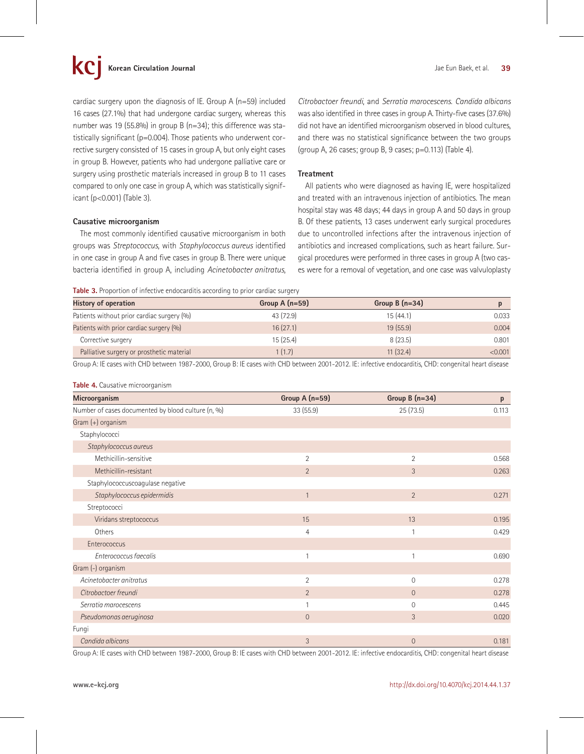cardiac surgery upon the diagnosis of IE. Group A (n=59) included 16 cases (27.1%) that had undergone cardiac surgery, whereas this number was 19 (55.8%) in group B (n=34); this difference was statistically significant (p=0.004). Those patients who underwent corrective surgery consisted of 15 cases in group A, but only eight cases in group B. However, patients who had undergone palliative care or surgery using prosthetic materials increased in group B to 11 cases compared to only one case in group A, which was statistically significant (p<0.001) (Table 3).

### Causative microorganism

The most commonly identified causative microorganism in both groups was *Streptococcus*, with *Staphylococcus aureus* identified in one case in group A and five cases in group B. There were unique bacteria identified in group A, including *Acinetobacter anitratus*, *Citrobactoer freundi*, and *Serratia marocescens*. *Candida albicans* was also identified in three cases in group A. Thirty-five cases (37.6%) did not have an identified microorganism observed in blood cultures, and there was no statistical significance between the two groups (group A, 26 cases; group B, 9 cases; p=0.113) (Table 4).

### Treatment

All patients who were diagnosed as having IE, were hospitalized and treated with an intravenous injection of antibiotics. The mean hospital stay was 48 days; 44 days in group A and 50 days in group B. Of these patients, 13 cases underwent early surgical procedures due to uncontrolled infections after the intravenous injection of antibiotics and increased complications, such as heart failure. Surgical procedures were performed in three cases in group A (two cases were for a removal of vegetation, and one case was valvuloplasty

**Table 3.** Proportion of infective endocarditis according to prior cardiac surgery

| History of operation | Group A (n=59) | Group B (n=34) | p |
|---|---|---|---|
| Patients without prior cardiac surgery (%) | 43 (72.9) | 15 (44.1) | 0.033 |
| Patients with prior cardiac surgery (%) | 16 (27.1) | 19 (55.9) | 0.004 |
| Corrective surgery | 15 (25.4) | 8 (23.5) | 0.801 |
| Palliative surgery or prosthetic material | 1 (1.7) | 11 (32.4) | <0.001 |

Group A: IE cases with CHD between 1987-2000, Group B: IE cases with CHD between 2001-2012. IE: infective endocarditis, CHD: congenital heart disease

**Table 4.** Causative microorganism

| Microorganism | Group A (n=59) | Group B (n=34) | p |
|---|---|---|---|
| Number of cases documented by blood culture (n, %) | 33 (55.9) | 25 (73.5) | 0.113 |
| Gram (+) organism | | | |
| Staphylococci | | | |
| *Staphylococcus aureus* | | | |
| Methicillin-sensitive | 2 | 2 | 0.568 |
| Methicillin-resistant | 2 | 3 | 0.263 |
| Staphylococcuscoagulase negative | | | |
| *Staphylococcus epidermidis* | 1 | 2 | 0.271 |
| Streptococci | | | |
| Viridans streptococcus | 15 | 13 | 0.195 |
| Others | 4 | 1 | 0.429 |
| Enterococcus | | | |
| *Enterococcus faecalis* | 1 | 1 | 0.690 |
| Gram (-) organism | | | |
| *Acinetobacter anitratus* | 2 | 0 | 0.278 |
| *Citrobactoer freundi* | 2 | 0 | 0.278 |
| *Serratia marocescens* | 1 | 0 | 0.445 |
| *Pseudomonas aeruginosa* | 0 | 3 | 0.020 |
| Fungi | | | |
| *Candida albicans* | 3 | 0 | 0.181 |

Group A: IE cases with CHD between 1987-2000, Group B: IE cases with CHD between 2001-2012. IE: infective endocarditis, CHD: congenital heart disease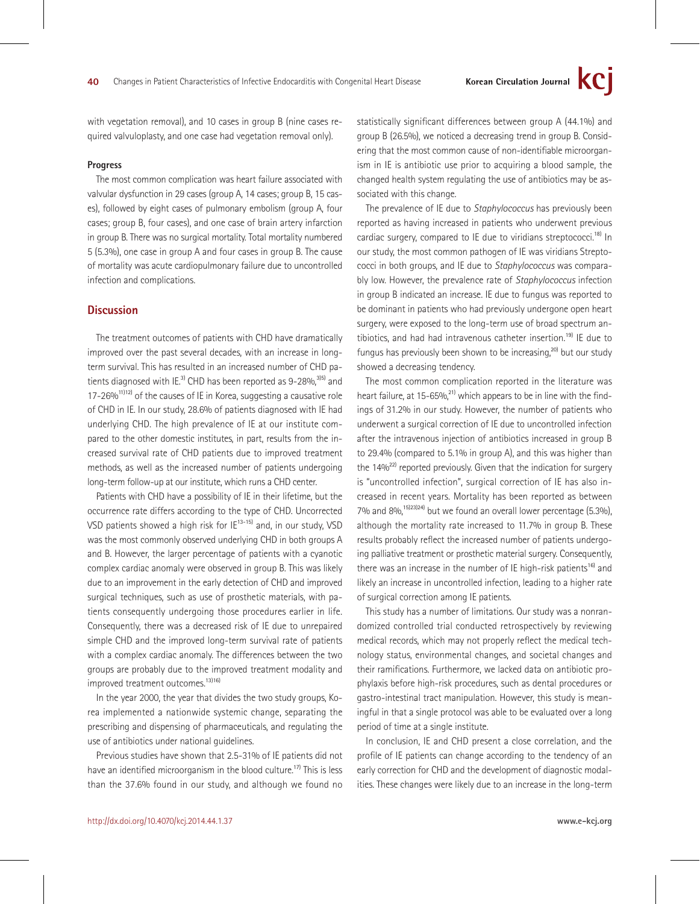with vegetation removal), and 10 cases in group B (nine cases required valvuloplasty, and one case had vegetation removal only).

#### Progress

The most common complication was heart failure associated with valvular dysfunction in 29 cases (group A, 14 cases; group B, 15 cases), followed by eight cases of pulmonary embolism (group A, four cases; group B, four cases), and one case of brain artery infarction in group B. There was no surgical mortality. Total mortality numbered 5 (5.3%), one case in group A and four cases in group B. The cause of mortality was acute cardiopulmonary failure due to uncontrolled infection and complications.

## Discussion

The treatment outcomes of patients with CHD have dramatically improved over the past several decades, with an increase in long-term survival. This has resulted in an increased number of CHD patients diagnosed with IE.[3] CHD has been reported as 9-28%,[3)5] and 17-26%[11)12] of the causes of IE in Korea, suggesting a causative role of CHD in IE. In our study, 28.6% of patients diagnosed with IE had underlying CHD. The high prevalence of IE at our institute compared to the other domestic institutes, in part, results from the increased survival rate of CHD patients due to improved treatment methods, as well as the increased number of patients undergoing long-term follow-up at our institute, which runs a CHD center.

Patients with CHD have a possibility of IE in their lifetime, but the occurrence rate differs according to the type of CHD. Uncorrected VSD patients showed a high risk for IE[13-15] and, in our study, VSD was the most commonly observed underlying CHD in both groups A and B. However, the larger percentage of patients with a cyanotic complex cardiac anomaly were observed in group B. This was likely due to an improvement in the early detection of CHD and improved surgical techniques, such as use of prosthetic materials, with patients consequently undergoing those procedures earlier in life. Consequently, there was a decreased risk of IE due to unrepaired simple CHD and the improved long-term survival rate of patients with a complex cardiac anomaly. The differences between the two groups are probably due to the improved treatment modality and improved treatment outcomes.[13)16]

In the year 2000, the year that divides the two study groups, Korea implemented a nationwide systemic change, separating the prescribing and dispensing of pharmaceuticals, and regulating the use of antibiotics under national guidelines.

Previous studies have shown that 2.5-31% of IE patients did not have an identified microorganism in the blood culture.[17] This is less than the 37.6% found in our study, and although we found no statistically significant differences between group A (44.1%) and group B (26.5%), we noticed a decreasing trend in group B. Considering that the most common cause of non-identifiable microorganism in IE is antibiotic use prior to acquiring a blood sample, the changed health system regulating the use of antibiotics may be associated with this change.

The prevalence of IE due to *Staphylococcus* has previously been reported as having increased in patients who underwent previous cardiac surgery, compared to IE due to viridians streptococci.[18] In our study, the most common pathogen of IE was viridians Streptococci in both groups, and IE due to *Staphylococcus* was comparably low. However, the prevalence rate of *Staphylococcus* infection in group B indicated an increase. IE due to fungus was reported to be dominant in patients who had previously undergone open heart surgery, were exposed to the long-term use of broad spectrum antibiotics, and had had intravenous catheter insertion.[19] IE due to fungus has previously been shown to be increasing,[20] but our study showed a decreasing tendency.

The most common complication reported in the literature was heart failure, at 15-65%,[21] which appears to be in line with the findings of 31.2% in our study. However, the number of patients who underwent a surgical correction of IE due to uncontrolled infection after the intravenous injection of antibiotics increased in group B to 29.4% (compared to 5.1% in group A), and this was higher than the 14%[22] reported previously. Given that the indication for surgery is "uncontrolled infection", surgical correction of IE has also increased in recent years. Mortality has been reported as between 7% and 8%,[15)23)24] but we found an overall lower percentage (5.3%), although the mortality rate increased to 11.7% in group B. These results probably reflect the increased number of patients undergoing palliative treatment or prosthetic material surgery. Consequently, there was an increase in the number of IE high-risk patients[16] and likely an increase in uncontrolled infection, leading to a higher rate of surgical correction among IE patients.

This study has a number of limitations. Our study was a nonrandomized controlled trial conducted retrospectively by reviewing medical records, which may not properly reflect the medical technology status, environmental changes, and societal changes and their ramifications. Furthermore, we lacked data on antibiotic prophylaxis before high-risk procedures, such as dental procedures or gastro-intestinal tract manipulation. However, this study is meaningful in that a single protocol was able to be evaluated over a long period of time at a single institute.

In conclusion, IE and CHD present a close correlation, and the profile of IE patients can change according to the tendency of an early correction for CHD and the development of diagnostic modalities. These changes were likely due to an increase in the long-term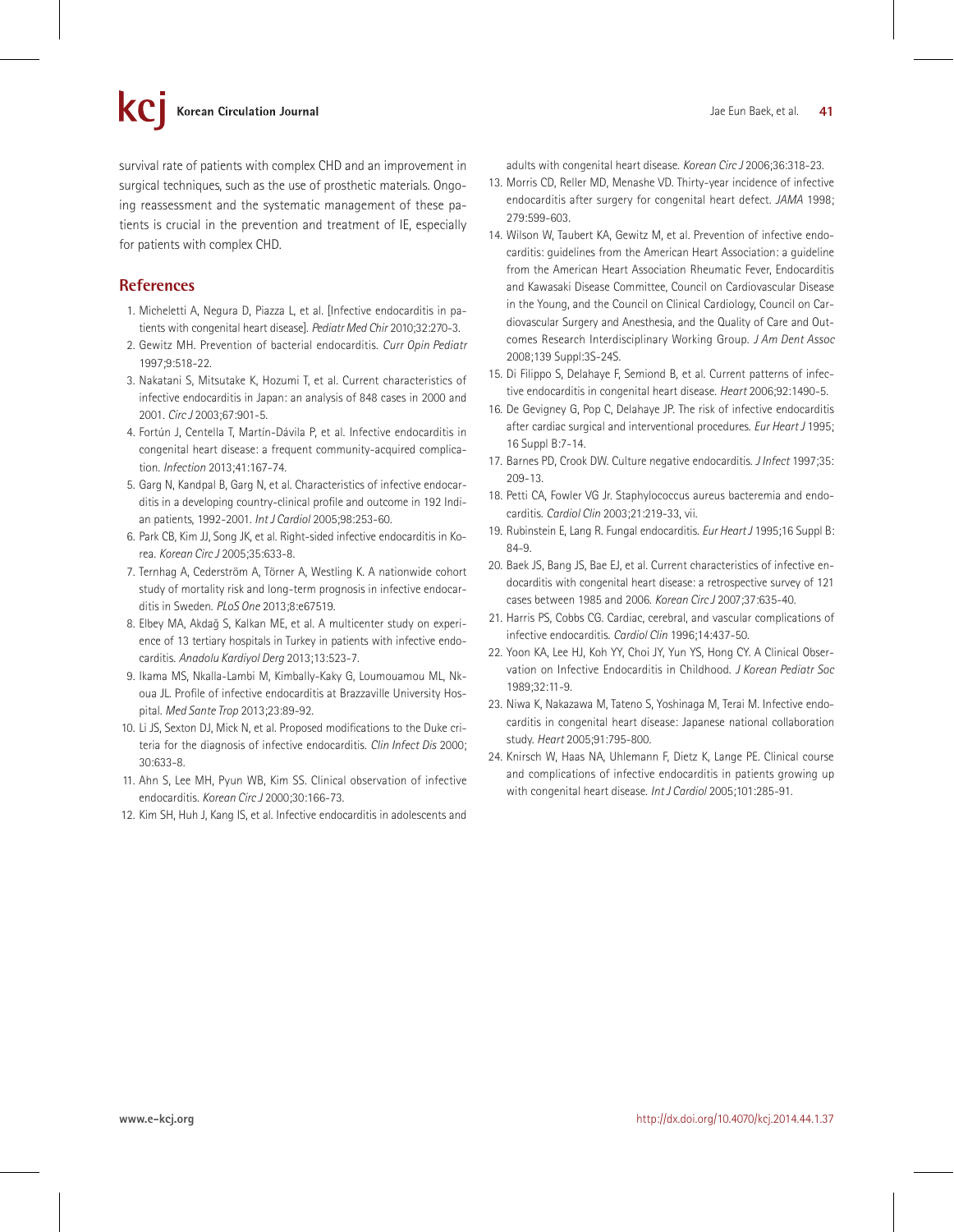survival rate of patients with complex CHD and an improvement in surgical techniques, such as the use of prosthetic materials. Ongoing reassessment and the systematic management of these patients is crucial in the prevention and treatment of IE, especially for patients with complex CHD.

## References

1. Micheletti A, Negura D, Piazza L, et al. [Infective endocarditis in patients with congenital heart disease]. *Pediatr Med Chir* 2010;32:270-3.
2. Gewitz MH. Prevention of bacterial endocarditis. *Curr Opin Pediatr* 1997;9:518-22.
3. Nakatani S, Mitsutake K, Hozumi T, et al. Current characteristics of infective endocarditis in Japan: an analysis of 848 cases in 2000 and 2001. *Circ J* 2003;67:901-5.
4. Fortún J, Centella T, Martín-Dávila P, et al. Infective endocarditis in congenital heart disease: a frequent community-acquired complication. *Infection* 2013;41:167-74.
5. Garg N, Kandpal B, Garg N, et al. Characteristics of infective endocarditis in a developing country-clinical profile and outcome in 192 Indian patients, 1992-2001. *Int J Cardiol* 2005;98:253-60.
6. Park CB, Kim JJ, Song JK, et al. Right-sided infective endocarditis in Korea. *Korean Circ J* 2005;35:633-8.
7. Ternhag A, Cederström A, Törner A, Westling K. A nationwide cohort study of mortality risk and long-term prognosis in infective endocarditis in Sweden. *PLoS One* 2013;8:e67519.
8. Elbey MA, Akdağ S, Kalkan ME, et al. A multicenter study on experience of 13 tertiary hospitals in Turkey in patients with infective endocarditis. *Anadolu Kardiyol Derg* 2013;13:523-7.
9. Ikama MS, Nkalla-Lambi M, Kimbally-Kaky G, Loumouamou ML, Nkoua JL. Profile of infective endocarditis at Brazzaville University Hospital. *Med Sante Trop* 2013;23:89-92.
10. Li JS, Sexton DJ, Mick N, et al. Proposed modifications to the Duke criteria for the diagnosis of infective endocarditis. *Clin Infect Dis* 2000;30:633-8.
11. Ahn S, Lee MH, Pyun WB, Kim SS. Clinical observation of infective endocarditis. *Korean Circ J* 2000;30:166-73.
12. Kim SH, Huh J, Kang IS, et al. Infective endocarditis in adolescents and adults with congenital heart disease. *Korean Circ J* 2006;36:318-23.
13. Morris CD, Reller MD, Menashe VD. Thirty-year incidence of infective endocarditis after surgery for congenital heart defect. *JAMA* 1998;279:599-603.
14. Wilson W, Taubert KA, Gewitz M, et al. Prevention of infective endocarditis: guidelines from the American Heart Association: a guideline from the American Heart Association Rheumatic Fever, Endocarditis and Kawasaki Disease Committee, Council on Cardiovascular Disease in the Young, and the Council on Clinical Cardiology, Council on Cardiovascular Surgery and Anesthesia, and the Quality of Care and Outcomes Research Interdisciplinary Working Group. *J Am Dent Assoc* 2008;139 Suppl:3S-24S.
15. Di Filippo S, Delahaye F, Semiond B, et al. Current patterns of infective endocarditis in congenital heart disease. *Heart* 2006;92:1490-5.
16. De Gevigney G, Pop C, Delahaye JP. The risk of infective endocarditis after cardiac surgical and interventional procedures. *Eur Heart J* 1995;16 Suppl B:7-14.
17. Barnes PD, Crook DW. Culture negative endocarditis. *J Infect* 1997;35:209-13.
18. Petti CA, Fowler VG Jr. Staphylococcus aureus bacteremia and endocarditis. *Cardiol Clin* 2003;21:219-33, vii.
19. Rubinstein E, Lang R. Fungal endocarditis. *Eur Heart J* 1995;16 Suppl B:84-9.
20. Baek JS, Bang JS, Bae EJ, et al. Current characteristics of infective endocarditis with congenital heart disease: a retrospective survey of 121 cases between 1985 and 2006. *Korean Circ J* 2007;37:635-40.
21. Harris PS, Cobbs CG. Cardiac, cerebral, and vascular complications of infective endocarditis. *Cardiol Clin* 1996;14:437-50.
22. Yoon KA, Lee HJ, Koh YY, Choi JY, Yun YS, Hong CY. A Clinical Observation on Infective Endocarditis in Childhood. *J Korean Pediatr Soc* 1989;32:11-9.
23. Niwa K, Nakazawa M, Tateno S, Yoshinaga M, Terai M. Infective endocarditis in congenital heart disease: Japanese national collaboration study. *Heart* 2005;91:795-800.
24. Knirsch W, Haas NA, Uhlemann F, Dietz K, Lange PE. Clinical course and complications of infective endocarditis in patients growing up with congenital heart disease. *Int J Cardiol* 2005;101:285-91.